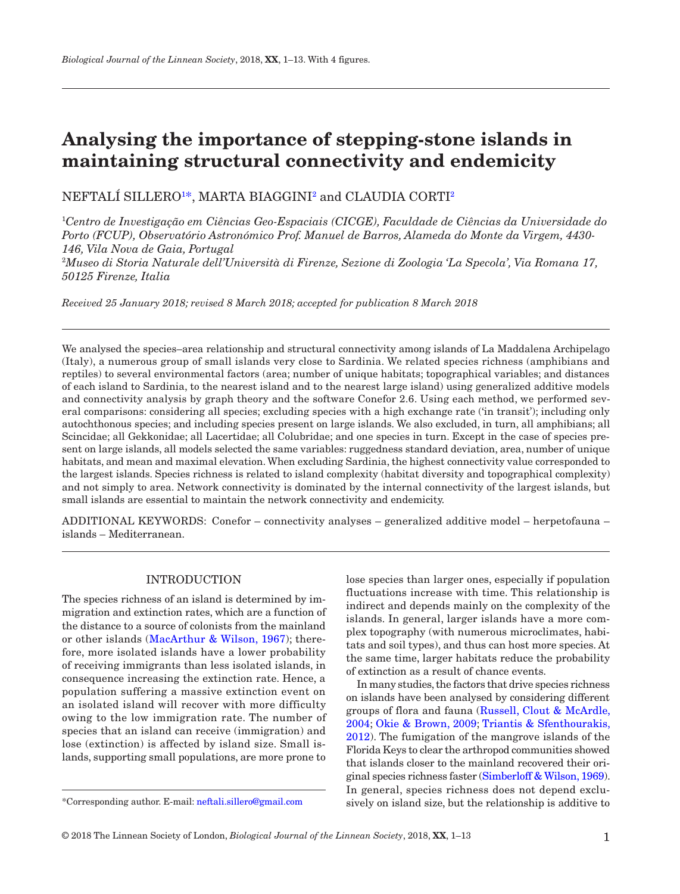# Analysing the importance of stepping-stone islands in maintaining structural connectivity and endemicity

NEFTALÍ SILLERO[1*], MARTA BIAGGINI[2] and CLAUDIA CORTI[2]

[1]*Centro de Investigação em Ciências Geo-Espaciais (CICGE), Faculdade de Ciências da Universidade do Porto (FCUP), Observatório Astronómico Prof. Manuel de Barros, Alameda do Monte da Virgem, 4430-146, Vila Nova de Gaia, Portugal*

[2]*Museo di Storia Naturale dell'Università di Firenze, Sezione di Zoologia 'La Specola', Via Romana 17, 50125 Firenze, Italia*

*Received 25 January 2018; revised 8 March 2018; accepted for publication 8 March 2018*

We analysed the species–area relationship and structural connectivity among islands of La Maddalena Archipelago (Italy), a numerous group of small islands very close to Sardinia. We related species richness (amphibians and reptiles) to several environmental factors (area; number of unique habitats; topographical variables; and distances of each island to Sardinia, to the nearest island and to the nearest large island) using generalized additive models and connectivity analysis by graph theory and the software Conefor 2.6. Using each method, we performed several comparisons: considering all species; excluding species with a high exchange rate ('in transit'); including only autochthonous species; and including species present on large islands. We also excluded, in turn, all amphibians; all Scincidae; all Gekkonidae; all Lacertidae; all Colubridae; and one species in turn. Except in the case of species present on large islands, all models selected the same variables: ruggedness standard deviation, area, number of unique habitats, and mean and maximal elevation. When excluding Sardinia, the highest connectivity value corresponded to the largest islands. Species richness is related to island complexity (habitat diversity and topographical complexity) and not simply to area. Network connectivity is dominated by the internal connectivity of the largest islands, but small islands are essential to maintain the network connectivity and endemicity.

ADDITIONAL KEYWORDS: Conefor – connectivity analyses – generalized additive model – herpetofauna – islands – Mediterranean.

## INTRODUCTION

The species richness of an island is determined by immigration and extinction rates, which are a function of the distance to a source of colonists from the mainland or other islands (MacArthur & Wilson, 1967); therefore, more isolated islands have a lower probability of receiving immigrants than less isolated islands, in consequence increasing the extinction rate. Hence, a population suffering a massive extinction event on an isolated island will recover with more difficulty owing to the low immigration rate. The number of species that an island can receive (immigration) and lose (extinction) is affected by island size. Small islands, supporting small populations, are more prone to lose species than larger ones, especially if population fluctuations increase with time. This relationship is indirect and depends mainly on the complexity of the islands. In general, larger islands have a more complex topography (with numerous microclimates, habitats and soil types), and thus can host more species. At the same time, larger habitats reduce the probability of extinction as a result of chance events.

In many studies, the factors that drive species richness on islands have been analysed by considering different groups of flora and fauna (Russell, Clout & McArdle, 2004; Okie & Brown, 2009; Triantis & Sfenthourakis, 2012). The fumigation of the mangrove islands of the Florida Keys to clear the arthropod communities showed that islands closer to the mainland recovered their original species richness faster (Simberloff & Wilson, 1969). In general, species richness does not depend exclusively on island size, but the relationship is additive to

*Corresponding author. E-mail: neftali.sillero@gmail.com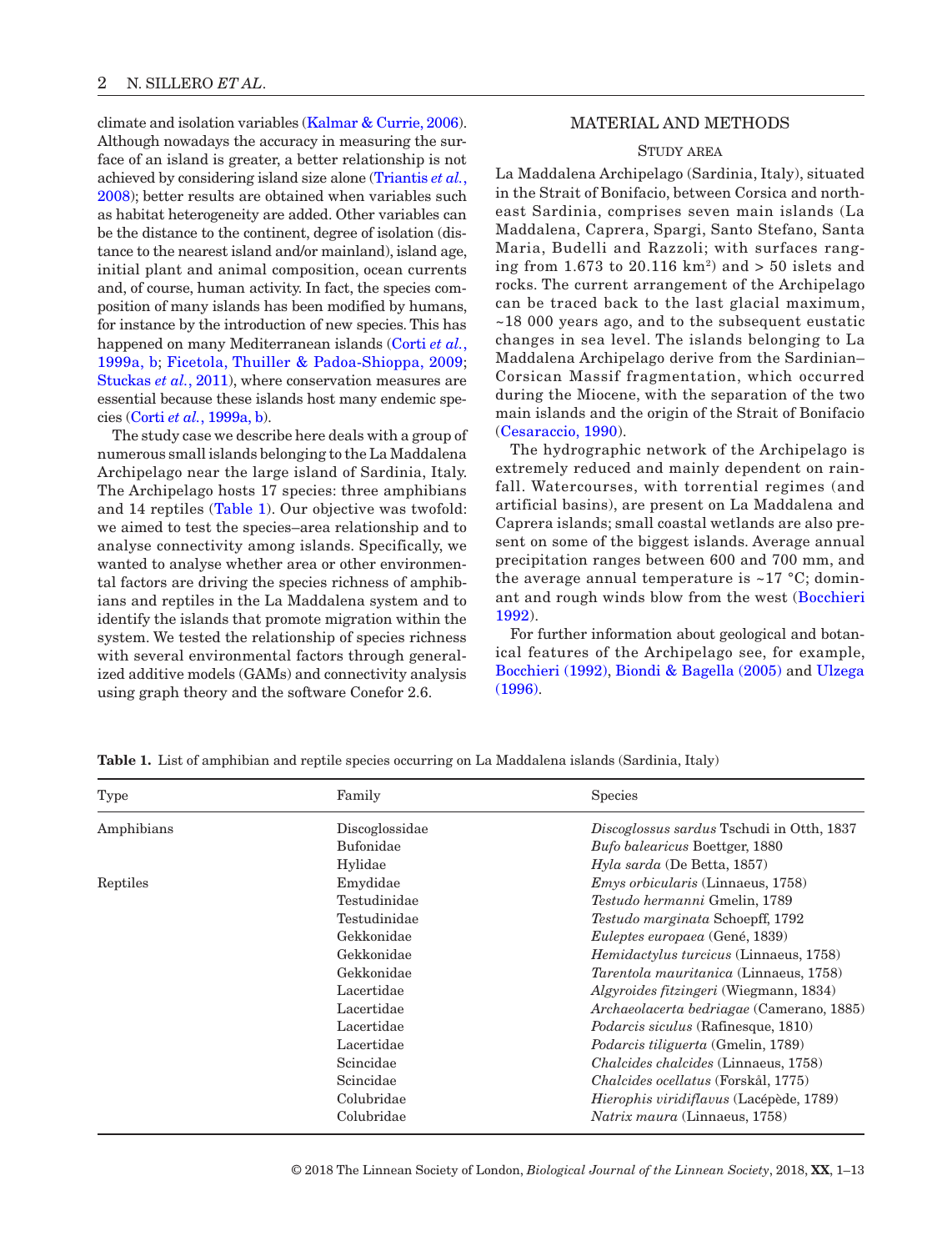climate and isolation variables (Kalmar & Currie, 2006). Although nowadays the accuracy in measuring the surface of an island is greater, a better relationship is not achieved by considering island size alone (Triantis *et al.*, 2008); better results are obtained when variables such as habitat heterogeneity are added. Other variables can be the distance to the continent, degree of isolation (distance to the nearest island and/or mainland), island age, initial plant and animal composition, ocean currents and, of course, human activity. In fact, the species composition of many islands has been modified by humans, for instance by the introduction of new species. This has happened on many Mediterranean islands (Corti *et al.*, 1999a, b; Ficetola, Thuiller & Padoa-Shioppa, 2009; Stuckas *et al.*, 2011), where conservation measures are essential because these islands host many endemic species (Corti *et al.*, 1999a, b).

The study case we describe here deals with a group of numerous small islands belonging to the La Maddalena Archipelago near the large island of Sardinia, Italy. The Archipelago hosts 17 species: three amphibians and 14 reptiles (Table 1). Our objective was twofold: we aimed to test the species–area relationship and to analyse connectivity among islands. Specifically, we wanted to analyse whether area or other environmental factors are driving the species richness of amphibians and reptiles in the La Maddalena system and to identify the islands that promote migration within the system. We tested the relationship of species richness with several environmental factors through generalized additive models (GAMs) and connectivity analysis using graph theory and the software Conefor 2.6.

## MATERIAL AND METHODS

### Study area

La Maddalena Archipelago (Sardinia, Italy), situated in the Strait of Bonifacio, between Corsica and north-east Sardinia, comprises seven main islands (La Maddalena, Caprera, Spargi, Santo Stefano, Santa Maria, Budelli and Razzoli; with surfaces ranging from 1.673 to 20.116 km$^2$) and > 50 islets and rocks. The current arrangement of the Archipelago can be traced back to the last glacial maximum, ~18 000 years ago, and to the subsequent eustatic changes in sea level. The islands belonging to La Maddalena Archipelago derive from the Sardinian–Corsican Massif fragmentation, which occurred during the Miocene, with the separation of the two main islands and the origin of the Strait of Bonifacio (Cesaraccio, 1990).

The hydrographic network of the Archipelago is extremely reduced and mainly dependent on rainfall. Watercourses, with torrential regimes (and artificial basins), are present on La Maddalena and Caprera islands; small coastal wetlands are also present on some of the biggest islands. Average annual precipitation ranges between 600 and 700 mm, and the average annual temperature is ~17 °C; dominant and rough winds blow from the west (Bocchieri 1992).

For further information about geological and botanical features of the Archipelago see, for example, Bocchieri (1992), Biondi & Bagella (2005) and Ulzega (1996).

**Table 1.** List of amphibian and reptile species occurring on La Maddalena islands (Sardinia, Italy)

| Type | Family | Species |
|---|---|---|
| Amphibians | Discoglossidae | *Discoglossus sardus* Tschudi in Otth, 1837 |
| | Bufonidae | *Bufo balearicus* Boettger, 1880 |
| | Hylidae | *Hyla sarda* (De Betta, 1857) |
| Reptiles | Emydidae | *Emys orbicularis* (Linnaeus, 1758) |
| | Testudinidae | *Testudo hermanni* Gmelin, 1789 |
| | Testudinidae | *Testudo marginata* Schoepff, 1792 |
| | Gekkonidae | *Euleptes europaea* (Gené, 1839) |
| | Gekkonidae | *Hemidactylus turcicus* (Linnaeus, 1758) |
| | Gekkonidae | *Tarentola mauritanica* (Linnaeus, 1758) |
| | Lacertidae | *Algyroides fitzingeri* (Wiegmann, 1834) |
| | Lacertidae | *Archaeolacerta bedriagae* (Camerano, 1885) |
| | Lacertidae | *Podarcis siculus* (Rafinesque, 1810) |
| | Lacertidae | *Podarcis tiliguerta* (Gmelin, 1789) |
| | Scincidae | *Chalcides chalcides* (Linnaeus, 1758) |
| | Scincidae | *Chalcides ocellatus* (Forskål, 1775) |
| | Colubridae | *Hierophis viridiflavus* (Lacépède, 1789) |
| | Colubridae | *Natrix maura* (Linnaeus, 1758) |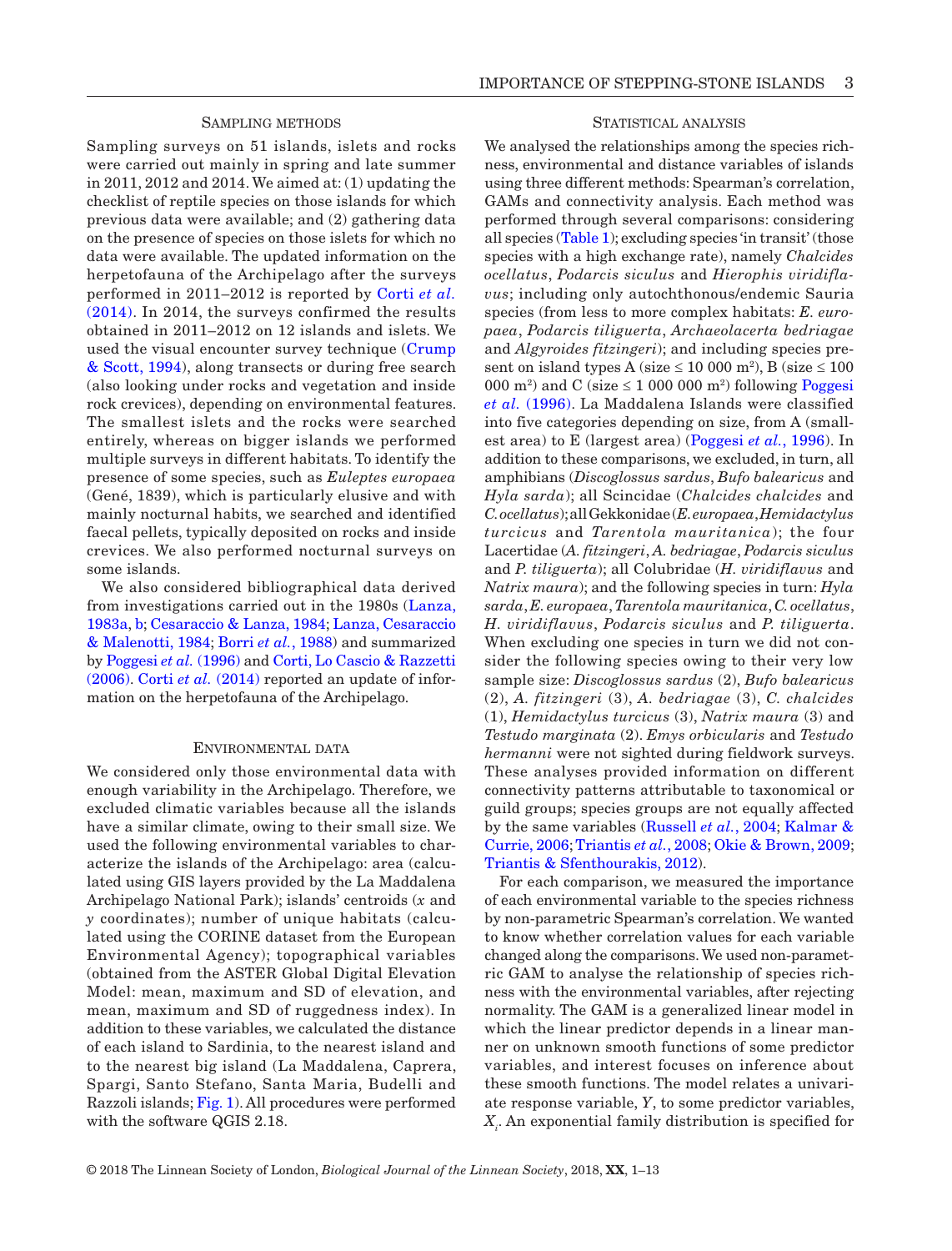## Sampling methods

Sampling surveys on 51 islands, islets and rocks were carried out mainly in spring and late summer in 2011, 2012 and 2014. We aimed at: (1) updating the checklist of reptile species on those islands for which previous data were available; and (2) gathering data on the presence of species on those islets for which no data were available. The updated information on the herpetofauna of the Archipelago after the surveys performed in 2011–2012 is reported by Corti *et al.* (2014). In 2014, the surveys confirmed the results obtained in 2011–2012 on 12 islands and islets. We used the visual encounter survey technique (Crump & Scott, 1994), along transects or during free search (also looking under rocks and vegetation and inside rock crevices), depending on environmental features. The smallest islets and the rocks were searched entirely, whereas on bigger islands we performed multiple surveys in different habitats. To identify the presence of some species, such as *Euleptes europaea* (Gené, 1839), which is particularly elusive and with mainly nocturnal habits, we searched and identified faecal pellets, typically deposited on rocks and inside crevices. We also performed nocturnal surveys on some islands.

We also considered bibliographical data derived from investigations carried out in the 1980s (Lanza, 1983a, b; Cesaraccio & Lanza, 1984; Lanza, Cesaraccio & Malenotti, 1984; Borri *et al.*, 1988) and summarized by Poggesi *et al.* (1996) and Corti, Lo Cascio & Razzetti (2006). Corti *et al.* (2014) reported an update of information on the herpetofauna of the Archipelago.

## Environmental data

We considered only those environmental data with enough variability in the Archipelago. Therefore, we excluded climatic variables because all the islands have a similar climate, owing to their small size. We used the following environmental variables to characterize the islands of the Archipelago: area (calculated using GIS layers provided by the La Maddalena Archipelago National Park); islands' centroids ($x$ and $y$ coordinates); number of unique habitats (calculated using the CORINE dataset from the European Environmental Agency); topographical variables (obtained from the ASTER Global Digital Elevation Model: mean, maximum and SD of elevation, and mean, maximum and SD of ruggedness index). In addition to these variables, we calculated the distance of each island to Sardinia, to the nearest island and to the nearest big island (La Maddalena, Caprera, Spargi, Santo Stefano, Santa Maria, Budelli and Razzoli islands; Fig. 1). All procedures were performed with the software QGIS 2.18.

## Statistical analysis

We analysed the relationships among the species richness, environmental and distance variables of islands using three different methods: Spearman's correlation, GAMs and connectivity analysis. Each method was performed through several comparisons: considering all species (Table 1); excluding species 'in transit' (those species with a high exchange rate), namely *Chalcides ocellatus*, *Podarcis siculus* and *Hierophis viridiflavus*; including only autochthonous/endemic Sauria species (from less to more complex habitats: *E. europaea*, *Podarcis tiliguerta*, *Archaeolacerta bedriagae* and *Algyroides fitzingeri*); and including species present on island types A (size ≤ 10 000 m$^2$), B (size ≤ 100 000 m$^2$) and C (size ≤ 1 000 000 m$^2$) following Poggesi *et al.* (1996). La Maddalena Islands were classified into five categories depending on size, from A (smallest area) to E (largest area) (Poggesi *et al.*, 1996). In addition to these comparisons, we excluded, in turn, all amphibians (*Discoglossus sardus*, *Bufo balearicus* and *Hyla sarda*); all Scincidae (*Chalcides chalcides* and *C. ocellatus*); all Gekkonidae (*E. europaea*, *Hemidactylus turcicus* and *Tarentola mauritanica*); the four Lacertidae (*A. fitzingeri*, *A. bedriagae*, *Podarcis siculus* and *P. tiliguerta*); all Colubridae (*H. viridiflavus* and *Natrix maura*); and the following species in turn: *Hyla sarda*, *E. europaea*, *Tarentola mauritanica*, *C. ocellatus*, *H. viridiflavus*, *Podarcis siculus* and *P. tiliguerta*. When excluding one species in turn we did not consider the following species owing to their very low sample size: *Discoglossus sardus* (2), *Bufo balearicus* (2), *A. fitzingeri* (3), *A. bedriagae* (3), *C. chalcides* (1), *Hemidactylus turcicus* (3), *Natrix maura* (3) and *Testudo marginata* (2). *Emys orbicularis* and *Testudo hermanni* were not sighted during fieldwork surveys. These analyses provided information on different connectivity patterns attributable to taxonomical or guild groups; species groups are not equally affected by the same variables (Russell *et al.*, 2004; Kalmar & Currie, 2006; Triantis *et al.*, 2008; Okie & Brown, 2009; Triantis & Sfenthourakis, 2012).

For each comparison, we measured the importance of each environmental variable to the species richness by non-parametric Spearman's correlation. We wanted to know whether correlation values for each variable changed along the comparisons. We used non-parametric GAM to analyse the relationship of species richness with the environmental variables, after rejecting normality. The GAM is a generalized linear model in which the linear predictor depends in a linear manner on unknown smooth functions of some predictor variables, and interest focuses on inference about these smooth functions. The model relates a univariate response variable, $Y$, to some predictor variables, $X_i$. An exponential family distribution is specified for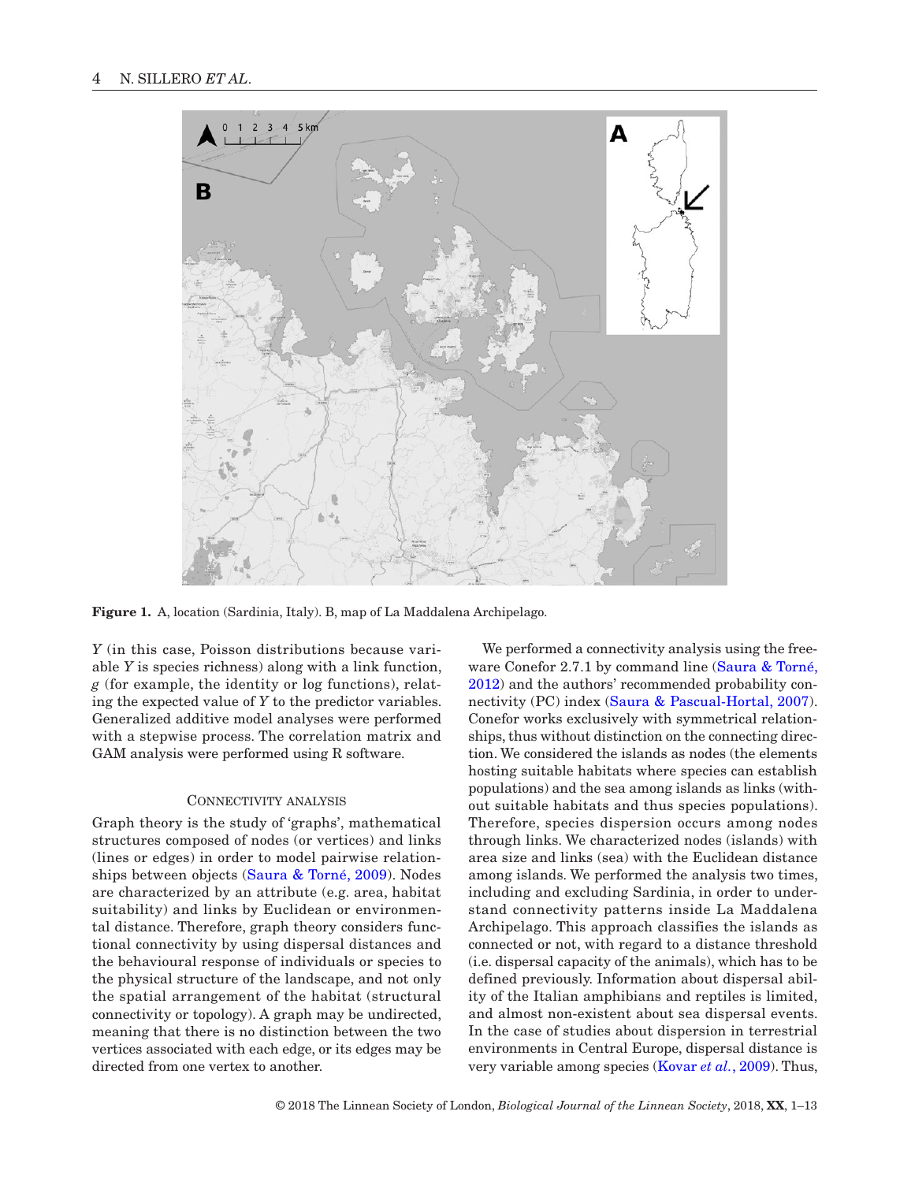**Figure 1.** A, location (Sardinia, Italy). B, map of La Maddalena Archipelago.

$Y$ (in this case, Poisson distributions because variable $Y$ is species richness) along with a link function, $g$ (for example, the identity or log functions), relating the expected value of $Y$ to the predictor variables. Generalized additive model analyses were performed with a stepwise process. The correlation matrix and GAM analysis were performed using R software.

### Connectivity analysis

Graph theory is the study of 'graphs', mathematical structures composed of nodes (or vertices) and links (lines or edges) in order to model pairwise relationships between objects (Saura & Torné, 2009). Nodes are characterized by an attribute (e.g. area, habitat suitability) and links by Euclidean or environmental distance. Therefore, graph theory considers functional connectivity by using dispersal distances and the behavioural response of individuals or species to the physical structure of the landscape, and not only the spatial arrangement of the habitat (structural connectivity or topology). A graph may be undirected, meaning that there is no distinction between the two vertices associated with each edge, or its edges may be directed from one vertex to another.

We performed a connectivity analysis using the freeware Conefor 2.7.1 by command line (Saura & Torné, 2012) and the authors' recommended probability connectivity (PC) index (Saura & Pascual-Hortal, 2007). Conefor works exclusively with symmetrical relationships, thus without distinction on the connecting direction. We considered the islands as nodes (the elements hosting suitable habitats where species can establish populations) and the sea among islands as links (without suitable habitats and thus species populations). Therefore, species dispersion occurs among nodes through links. We characterized nodes (islands) with area size and links (sea) with the Euclidean distance among islands. We performed the analysis two times, including and excluding Sardinia, in order to understand connectivity patterns inside La Maddalena Archipelago. This approach classifies the islands as connected or not, with regard to a distance threshold (i.e. dispersal capacity of the animals), which has to be defined previously. Information about dispersal ability of the Italian amphibians and reptiles is limited, and almost non-existent about sea dispersal events. In the case of studies about dispersion in terrestrial environments in Central Europe, dispersal distance is very variable among species (Kovar *et al.*, 2009). Thus,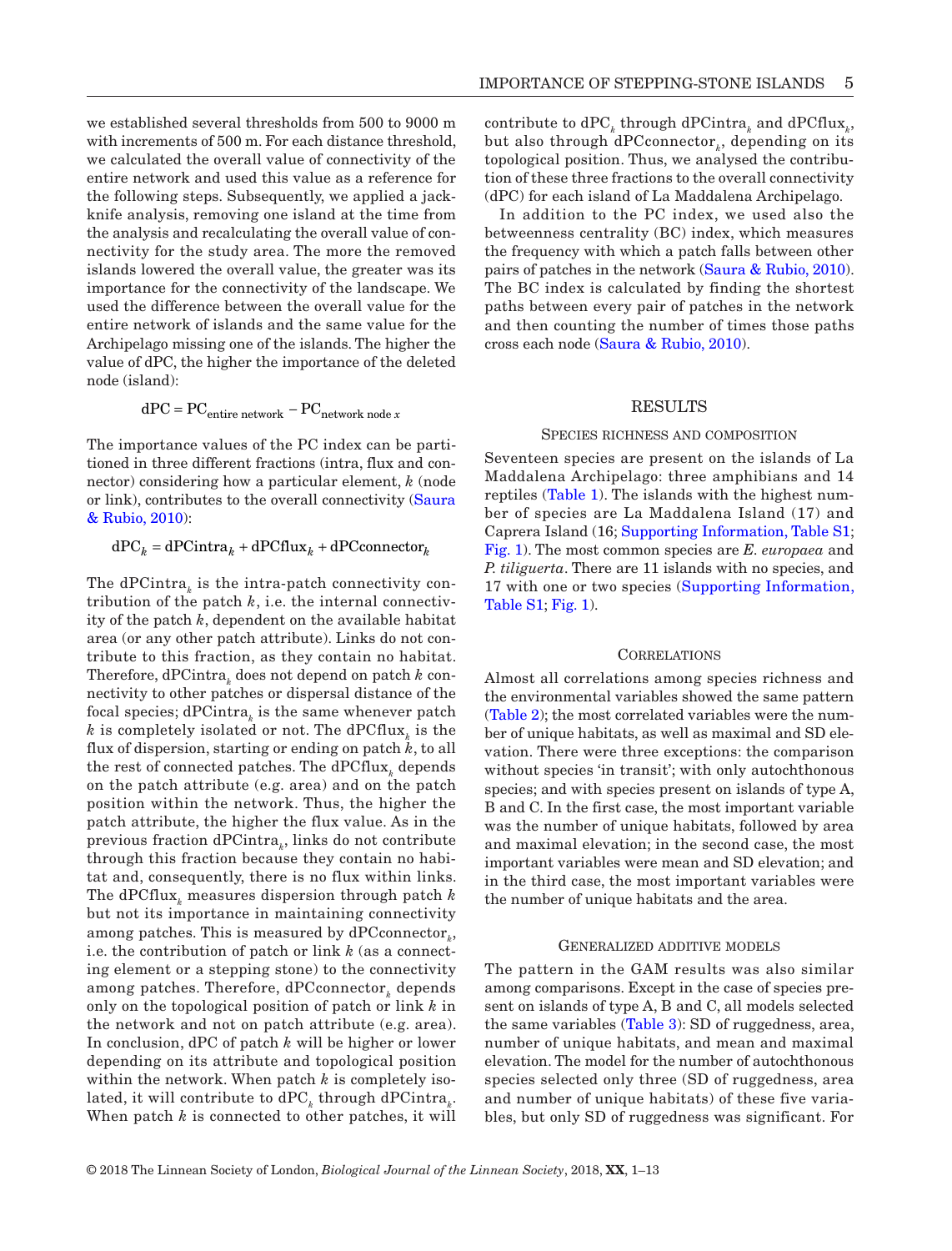we established several thresholds from 500 to 9000 m with increments of 500 m. For each distance threshold, we calculated the overall value of connectivity of the entire network and used this value as a reference for the following steps. Subsequently, we applied a jackknife analysis, removing one island at the time from the analysis and recalculating the overall value of connectivity for the study area. The more the removed islands lowered the overall value, the greater was its importance for the connectivity of the landscape. We used the difference between the overall value for the entire network of islands and the same value for the Archipelago missing one of the islands. The higher the value of dPC, the higher the importance of the deleted node (island):

$$\mathrm{dPC} = \mathrm{PC}_{\text{entire network}} - \mathrm{PC}_{\text{network node } x}$$

The importance values of the PC index can be partitioned in three different fractions (intra, flux and connector) considering how a particular element, $k$ (node or link), contributes to the overall connectivity (Saura & Rubio, 2010):

$$\mathrm{dPC}_k = \mathrm{dPCintra}_k + \mathrm{dPCflux}_k + \mathrm{dPCconnector}_k$$

The $\mathrm{dPCintra}_k$ is the intra-patch connectivity contribution of the patch $k$, i.e. the internal connectivity of the patch $k$, dependent on the available habitat area (or any other patch attribute). Links do not contribute to this fraction, as they contain no habitat. Therefore, $\mathrm{dPCintra}_k$ does not depend on patch $k$ connectivity to other patches or dispersal distance of the focal species; $\mathrm{dPCintra}_k$ is the same whenever patch $k$ is completely isolated or not. The $\mathrm{dPCflux}_k$ is the flux of dispersion, starting or ending on patch $k$, to all the rest of connected patches. The $\mathrm{dPCflux}_k$ depends on the patch attribute (e.g. area) and on the patch position within the network. Thus, the higher the patch attribute, the higher the flux value. As in the previous fraction $\mathrm{dPCintra}_k$, links do not contribute through this fraction because they contain no habitat and, consequently, there is no flux within links. The $\mathrm{dPCflux}_k$ measures dispersion through patch $k$ but not its importance in maintaining connectivity among patches. This is measured by $\mathrm{dPCconnector}_k$, i.e. the contribution of patch or link $k$ (as a connecting element or a stepping stone) to the connectivity among patches. Therefore, $\mathrm{dPCconnector}_k$ depends only on the topological position of patch or link $k$ in the network and not on patch attribute (e.g. area). In conclusion, dPC of patch $k$ will be higher or lower depending on its attribute and topological position within the network. When patch $k$ is completely isolated, it will contribute to $\mathrm{dPC}_k$ through $\mathrm{dPCintra}_k$. When patch $k$ is connected to other patches, it will contribute to $\mathrm{dPC}_k$ through $\mathrm{dPCintra}_k$ and $\mathrm{dPCflux}_k$, but also through $\mathrm{dPCconnector}_k$, depending on its topological position. Thus, we analysed the contribution of these three fractions to the overall connectivity (dPC) for each island of La Maddalena Archipelago.

In addition to the PC index, we used also the betweenness centrality (BC) index, which measures the frequency with which a patch falls between other pairs of patches in the network (Saura & Rubio, 2010). The BC index is calculated by finding the shortest paths between every pair of patches in the network and then counting the number of times those paths cross each node (Saura & Rubio, 2010).

## RESULTS

### Species richness and composition

Seventeen species are present on the islands of La Maddalena Archipelago: three amphibians and 14 reptiles (Table 1). The islands with the highest number of species are La Maddalena Island (17) and Caprera Island (16; Supporting Information, Table S1; Fig. 1). The most common species are *E. europaea* and *P. tiliguerta*. There are 11 islands with no species, and 17 with one or two species (Supporting Information, Table S1; Fig. 1).

### Correlations

Almost all correlations among species richness and the environmental variables showed the same pattern (Table 2); the most correlated variables were the number of unique habitats, as well as maximal and SD elevation. There were three exceptions: the comparison without species 'in transit'; with only autochthonous species; and with species present on islands of type A, B and C. In the first case, the most important variable was the number of unique habitats, followed by area and maximal elevation; in the second case, the most important variables were mean and SD elevation; and in the third case, the most important variables were the number of unique habitats and the area.

### Generalized additive models

The pattern in the GAM results was also similar among comparisons. Except in the case of species present on islands of type A, B and C, all models selected the same variables (Table 3): SD of ruggedness, area, number of unique habitats, and mean and maximal elevation. The model for the number of autochthonous species selected only three (SD of ruggedness, area and number of unique habitats) of these five variables, but only SD of ruggedness was significant. For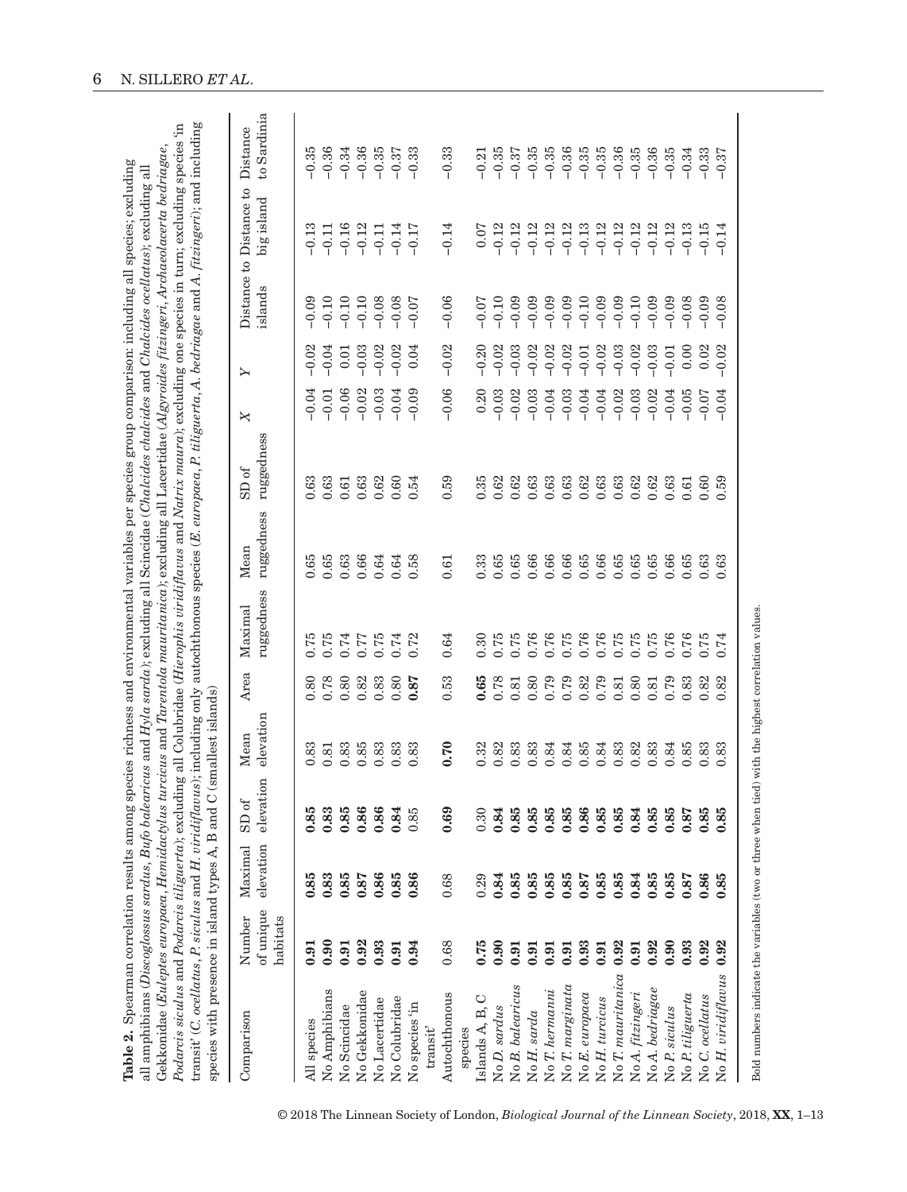**Table 2.** Spearman correlation results among species richness and environmental variables per species group comparison: including all species; excluding all amphibians (*Discoglossus sardus*, *Bufo balearicus* and *Hyla sarda*); excluding all Scincidae (*Chalcides chalcides* and *Chalcides ocellatus*); excluding all Gekkonidae (*Euleptes europaea*, *Hemidactylus turcicus* and *Tarentola mauritanica*); excluding all Lacertidae (*Algyroides fitzingeri*, *Archaeolacerta bedriagae*, *Podarcis siculus* and *Podarcis tiliguerta*); excluding all Colubridae (*Hierophis viridiflavus* and *Natrix maura*); excluding one species in turn; excluding species 'in transit' (*C. ocellatus*, *P. siculus* and *H. viridiflavus*); including only autochthonous species (*E. europaea*, *P. tiliguerta*, *A. bedriagae* and *A. fitzingeri*); and including species with presence in island types A, B and C (smallest islands)

| Comparison | Number of unique habitats | Maximal elevation | SD of elevation | Mean elevation | Area | Maximal ruggedness | Mean ruggedness | SD of ruggedness | X | Y | Distance to islands | Distance to big island | Distance to Sardinia |
|---|---|---|---|---|---|---|---|---|---|---|---|---|---|
| All species | **0.91** | **0.85** | **0.85** | 0.83 | 0.80 | 0.75 | 0.65 | 0.63 | −0.04 | −0.02 | −0.09 | −0.13 | −0.35 |
| No Amphibians | **0.90** | **0.83** | **0.83** | 0.81 | 0.78 | 0.75 | 0.65 | 0.63 | −0.01 | −0.04 | −0.10 | −0.11 | −0.36 |
| No Scincidae | **0.91** | **0.85** | **0.85** | 0.83 | 0.80 | 0.74 | 0.63 | 0.61 | −0.06 | 0.01 | −0.10 | −0.16 | −0.34 |
| No Gekkonidae | **0.92** | **0.87** | **0.86** | 0.85 | 0.82 | 0.77 | 0.66 | 0.63 | −0.02 | −0.03 | −0.10 | −0.12 | −0.36 |
| No Lacertidae | **0.93** | **0.86** | **0.86** | 0.83 | 0.83 | 0.75 | 0.64 | 0.62 | −0.03 | −0.02 | −0.08 | −0.11 | −0.35 |
| No Colubridae | **0.91** | **0.85** | **0.84** | 0.83 | 0.80 | 0.74 | 0.64 | 0.60 | −0.04 | −0.02 | −0.08 | −0.14 | −0.37 |
| No species 'in transit' | **0.94** | **0.86** | 0.85 | 0.83 | **0.87** | 0.72 | 0.58 | 0.54 | −0.09 | 0.04 | −0.07 | −0.17 | −0.33 |
| Autochthonous species | 0.68 | 0.68 | **0.69** | **0.70** | 0.53 | 0.64 | 0.61 | 0.59 | −0.06 | −0.02 | −0.06 | −0.14 | −0.33 |
| Islands A, B, C | **0.75** | 0.29 | 0.30 | 0.32 | **0.65** | 0.30 | 0.33 | 0.35 | 0.20 | −0.20 | −0.07 | 0.07 | −0.21 |
| No *D. sardus* | **0.90** | **0.84** | **0.84** | 0.82 | 0.78 | 0.75 | 0.65 | 0.62 | −0.03 | −0.02 | −0.10 | −0.12 | −0.35 |
| No *B. balearicus* | **0.91** | **0.85** | **0.85** | 0.83 | 0.81 | 0.75 | 0.65 | 0.62 | −0.02 | −0.03 | −0.09 | −0.12 | −0.37 |
| No *H. sarda* | **0.91** | **0.85** | **0.85** | 0.83 | 0.80 | 0.76 | 0.66 | 0.63 | −0.03 | −0.02 | −0.09 | −0.12 | −0.35 |
| No *T. hermanni* | **0.91** | **0.85** | **0.85** | 0.84 | 0.79 | 0.76 | 0.66 | 0.63 | −0.04 | −0.02 | −0.09 | −0.12 | −0.35 |
| No *T. marginata* | **0.91** | **0.85** | **0.85** | 0.84 | 0.79 | 0.75 | 0.66 | 0.63 | −0.03 | −0.02 | −0.09 | −0.12 | −0.36 |
| No *E. europaea* | **0.93** | **0.87** | **0.86** | 0.85 | 0.82 | 0.76 | 0.65 | 0.62 | −0.04 | −0.01 | −0.10 | −0.13 | −0.35 |
| No *H. turcicus* | **0.91** | **0.85** | **0.85** | 0.84 | 0.79 | 0.76 | 0.66 | 0.63 | −0.04 | −0.02 | −0.09 | −0.12 | −0.35 |
| No *T. mauritanica* | **0.92** | **0.85** | **0.85** | 0.83 | 0.81 | 0.75 | 0.65 | 0.63 | −0.02 | −0.03 | −0.09 | −0.12 | −0.36 |
| No *A. fitzingeri* | **0.91** | **0.84** | **0.84** | 0.82 | 0.80 | 0.75 | 0.65 | 0.62 | −0.03 | −0.02 | −0.10 | −0.12 | −0.35 |
| No *A. bedriagae* | **0.92** | **0.85** | **0.85** | 0.83 | 0.81 | 0.75 | 0.65 | 0.62 | −0.02 | −0.03 | −0.09 | −0.12 | −0.36 |
| No *P. siculus* | **0.90** | **0.85** | **0.85** | 0.84 | 0.79 | 0.76 | 0.66 | 0.63 | −0.04 | −0.01 | −0.09 | −0.12 | −0.35 |
| No *P. tiliguerta* | **0.93** | **0.87** | **0.87** | 0.85 | 0.83 | 0.76 | 0.65 | 0.61 | −0.05 | 0.00 | −0.08 | −0.13 | −0.34 |
| No *C. ocellatus* | **0.92** | **0.86** | **0.85** | 0.83 | 0.82 | 0.75 | 0.63 | 0.60 | −0.07 | 0.02 | −0.09 | −0.15 | −0.33 |
| No *H. viridiflavus* | **0.92** | **0.85** | **0.85** | 0.83 | 0.82 | 0.74 | 0.63 | 0.59 | −0.04 | −0.02 | −0.08 | −0.14 | −0.37 |

Bold numbers indicate the variables (two or three when tied) with the highest correlation values.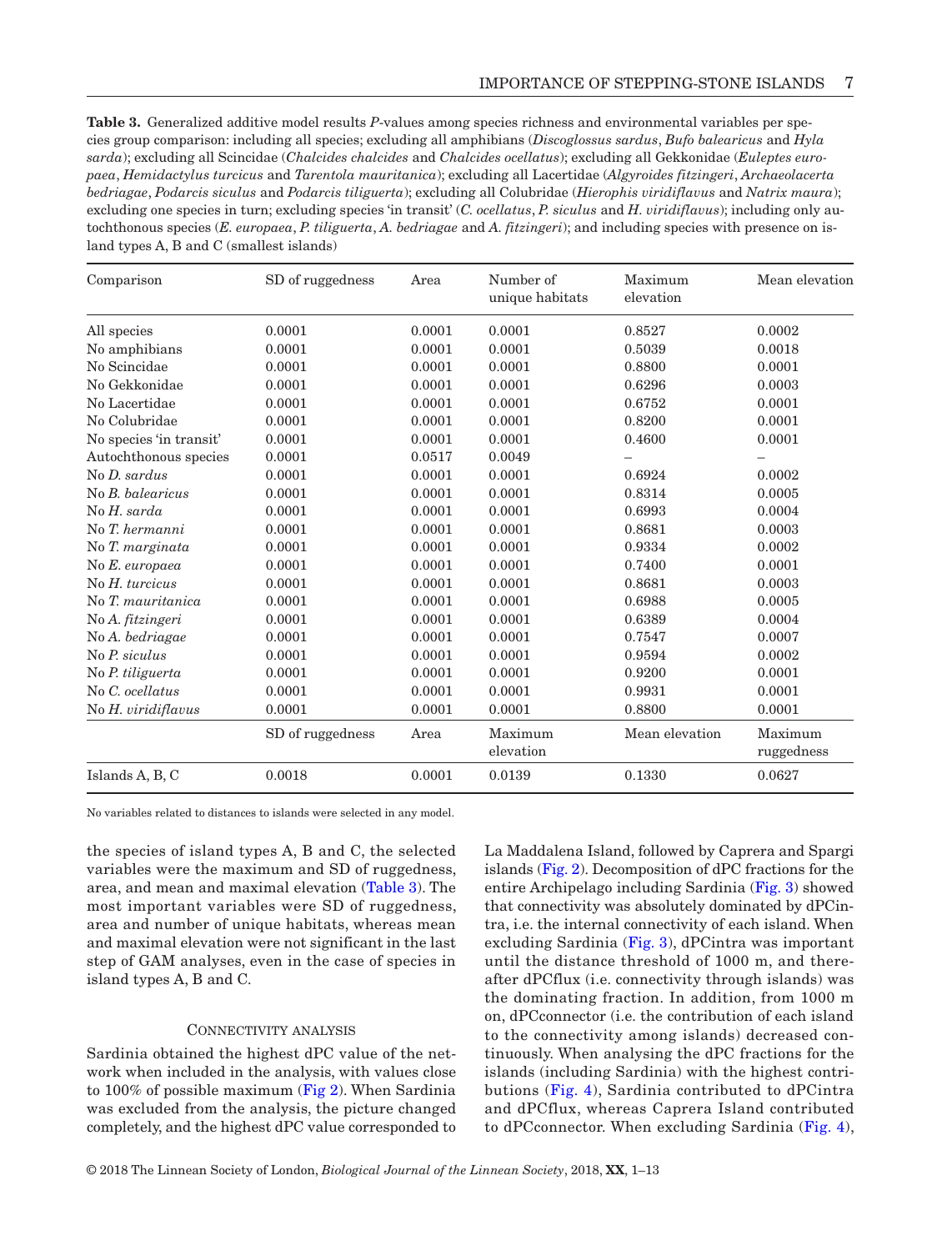**Table 3.** Generalized additive model results *P*-values among species richness and environmental variables per species group comparison: including all species; excluding all amphibians (*Discoglossus sardus*, *Bufo balearicus* and *Hyla sarda*); excluding all Scincidae (*Chalcides chalcides* and *Chalcides ocellatus*); excluding all Gekkonidae (*Euleptes europaea*, *Hemidactylus turcicus* and *Tarentola mauritanica*); excluding all Lacertidae (*Algyroides fitzingeri*, *Archaeolacerta bedriagae*, *Podarcis siculus* and *Podarcis tiliguerta*); excluding all Colubridae (*Hierophis viridiflavus* and *Natrix maura*); excluding one species in turn; excluding species 'in transit' (*C. ocellatus*, *P. siculus* and *H. viridiflavus*); including only autochthonous species (*E. europaea*, *P. tiliguerta*, *A. bedriagae* and *A. fitzingeri*); and including species with presence on island types A, B and C (smallest islands)

| Comparison | SD of ruggedness | Area | Number of unique habitats | Maximum elevation | Mean elevation |
|---|---|---|---|---|---|
| All species | 0.0001 | 0.0001 | 0.0001 | 0.8527 | 0.0002 |
| No amphibians | 0.0001 | 0.0001 | 0.0001 | 0.5039 | 0.0018 |
| No Scincidae | 0.0001 | 0.0001 | 0.0001 | 0.8800 | 0.0001 |
| No Gekkonidae | 0.0001 | 0.0001 | 0.0001 | 0.6296 | 0.0003 |
| No Lacertidae | 0.0001 | 0.0001 | 0.0001 | 0.6752 | 0.0001 |
| No Colubridae | 0.0001 | 0.0001 | 0.0001 | 0.8200 | 0.0001 |
| No species 'in transit' | 0.0001 | 0.0001 | 0.0001 | 0.4600 | 0.0001 |
| Autochthonous species | 0.0001 | 0.0517 | 0.0049 | – | – |
| No *D. sardus* | 0.0001 | 0.0001 | 0.0001 | 0.6924 | 0.0002 |
| No *B. balearicus* | 0.0001 | 0.0001 | 0.0001 | 0.8314 | 0.0005 |
| No *H. sarda* | 0.0001 | 0.0001 | 0.0001 | 0.6993 | 0.0004 |
| No *T. hermanni* | 0.0001 | 0.0001 | 0.0001 | 0.8681 | 0.0003 |
| No *T. marginata* | 0.0001 | 0.0001 | 0.0001 | 0.9334 | 0.0002 |
| No *E. europaea* | 0.0001 | 0.0001 | 0.0001 | 0.7400 | 0.0001 |
| No *H. turcicus* | 0.0001 | 0.0001 | 0.0001 | 0.8681 | 0.0003 |
| No *T. mauritanica* | 0.0001 | 0.0001 | 0.0001 | 0.6988 | 0.0005 |
| No *A. fitzingeri* | 0.0001 | 0.0001 | 0.0001 | 0.6389 | 0.0004 |
| No *A. bedriagae* | 0.0001 | 0.0001 | 0.0001 | 0.7547 | 0.0007 |
| No *P. siculus* | 0.0001 | 0.0001 | 0.0001 | 0.9594 | 0.0002 |
| No *P. tiliguerta* | 0.0001 | 0.0001 | 0.0001 | 0.9200 | 0.0001 |
| No *C. ocellatus* | 0.0001 | 0.0001 | 0.0001 | 0.9931 | 0.0001 |
| No *H. viridiflavus* | 0.0001 | 0.0001 | 0.0001 | 0.8800 | 0.0001 |
| | SD of ruggedness | Area | Maximum elevation | Mean elevation | Maximum ruggedness |
| Islands A, B, C | 0.0018 | 0.0001 | 0.0139 | 0.1330 | 0.0627 |

No variables related to distances to islands were selected in any model.

the species of island types A, B and C, the selected variables were the maximum and SD of ruggedness, area, and mean and maximal elevation (Table 3). The most important variables were SD of ruggedness, area and number of unique habitats, whereas mean and maximal elevation were not significant in the last step of GAM analyses, even in the case of species in island types A, B and C.

### Connectivity analysis

Sardinia obtained the highest dPC value of the network when included in the analysis, with values close to 100% of possible maximum (Fig 2). When Sardinia was excluded from the analysis, the picture changed completely, and the highest dPC value corresponded to La Maddalena Island, followed by Caprera and Spargi islands (Fig. 2). Decomposition of dPC fractions for the entire Archipelago including Sardinia (Fig. 3) showed that connectivity was absolutely dominated by dPCintra, i.e. the internal connectivity of each island. When excluding Sardinia (Fig. 3), dPCintra was important until the distance threshold of 1000 m, and thereafter dPCflux (i.e. connectivity through islands) was the dominating fraction. In addition, from 1000 m on, dPCconnector (i.e. the contribution of each island to the connectivity among islands) decreased continuously. When analysing the dPC fractions for the islands (including Sardinia) with the highest contributions (Fig. 4), Sardinia contributed to dPCintra and dPCflux, whereas Caprera Island contributed to dPCconnector. When excluding Sardinia (Fig. 4),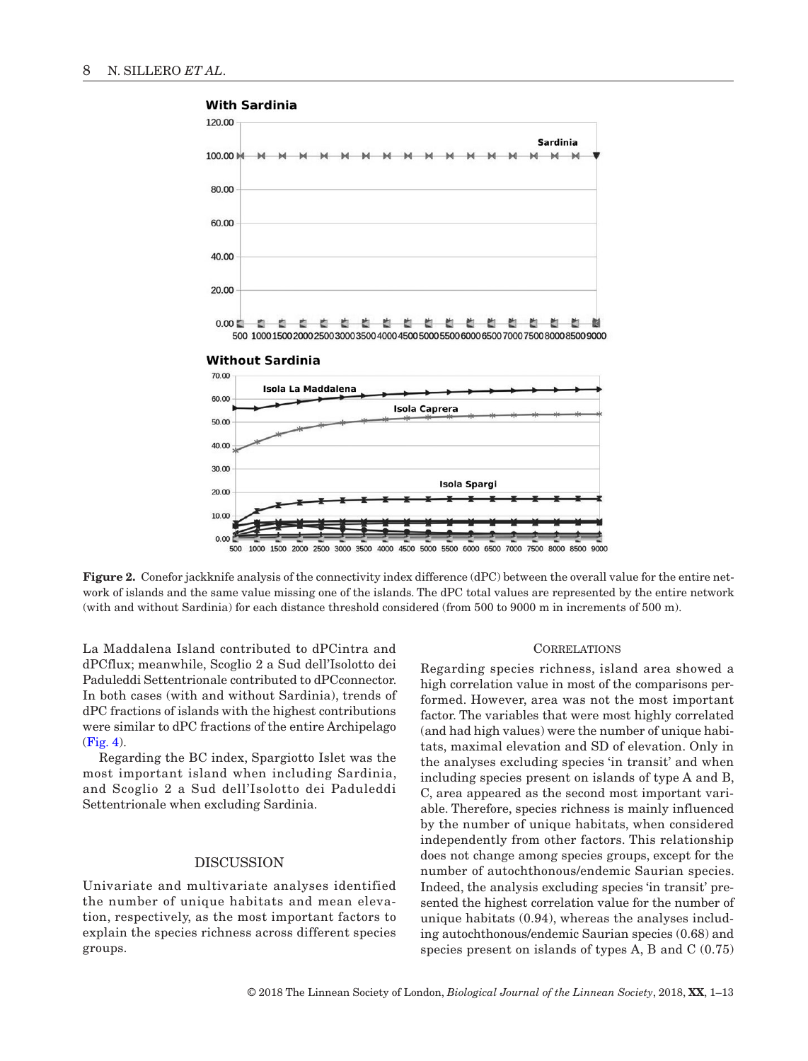**Figure 2.** Conefor jackknife analysis of the connectivity index difference (dPC) between the overall value for the entire network of islands and the same value missing one of the islands. The dPC total values are represented by the entire network (with and without Sardinia) for each distance threshold considered (from 500 to 9000 m in increments of 500 m).

La Maddalena Island contributed to dPCintra and dPCflux; meanwhile, Scoglio 2 a Sud dell'Isolotto dei Paduleddi Settentrionale contributed to dPCconnector. In both cases (with and without Sardinia), trends of dPC fractions of islands with the highest contributions were similar to dPC fractions of the entire Archipelago (Fig. 4).

Regarding the BC index, Spargiotto Islet was the most important island when including Sardinia, and Scoglio 2 a Sud dell'Isolotto dei Paduleddi Settentrionale when excluding Sardinia.

## DISCUSSION

Univariate and multivariate analyses identified the number of unique habitats and mean elevation, respectively, as the most important factors to explain the species richness across different species groups.

### CORRELATIONS

Regarding species richness, island area showed a high correlation value in most of the comparisons performed. However, area was not the most important factor. The variables that were most highly correlated (and had high values) were the number of unique habitats, maximal elevation and SD of elevation. Only in the analyses excluding species 'in transit' and when including species present on islands of type A and B, C, area appeared as the second most important variable. Therefore, species richness is mainly influenced by the number of unique habitats, when considered independently from other factors. This relationship does not change among species groups, except for the number of autochthonous/endemic Saurian species. Indeed, the analysis excluding species 'in transit' presented the highest correlation value for the number of unique habitats (0.94), whereas the analyses including autochthonous/endemic Saurian species (0.68) and species present on islands of types A, B and C (0.75)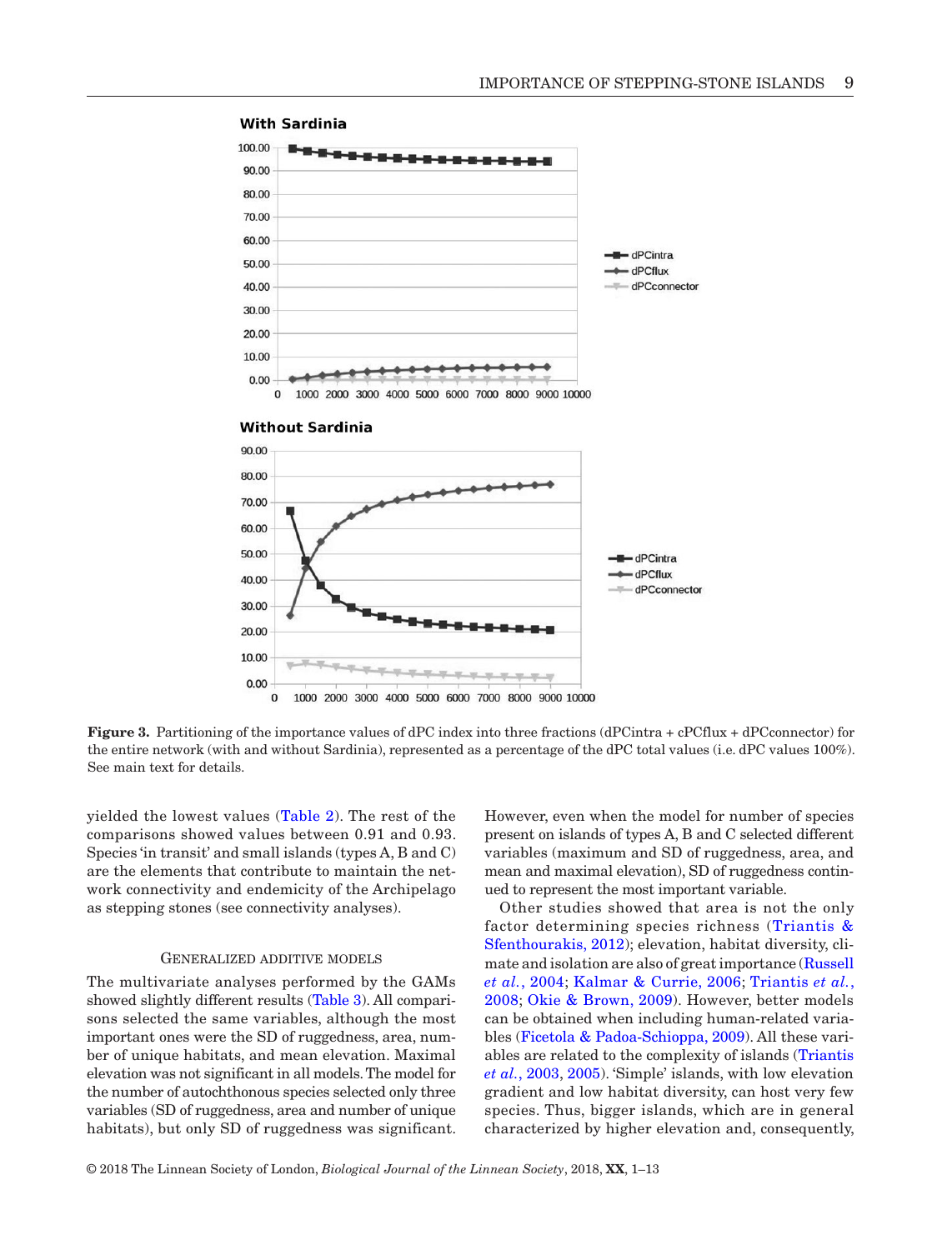**Figure 3.** Partitioning of the importance values of dPC index into three fractions (dPCintra + cPCflux + dPCconnector) for the entire network (with and without Sardinia), represented as a percentage of the dPC total values (i.e. dPC values 100%). See main text for details.

yielded the lowest values (Table 2). The rest of the comparisons showed values between 0.91 and 0.93. Species 'in transit' and small islands (types A, B and C) are the elements that contribute to maintain the network connectivity and endemicity of the Archipelago as stepping stones (see connectivity analyses).

### Generalized additive models

The multivariate analyses performed by the GAMs showed slightly different results (Table 3). All comparisons selected the same variables, although the most important ones were the SD of ruggedness, area, number of unique habitats, and mean elevation. Maximal elevation was not significant in all models. The model for the number of autochthonous species selected only three variables (SD of ruggedness, area and number of unique habitats), but only SD of ruggedness was significant. However, even when the model for number of species present on islands of types A, B and C selected different variables (maximum and SD of ruggedness, area, and mean and maximal elevation), SD of ruggedness continued to represent the most important variable.

Other studies showed that area is not the only factor determining species richness (Triantis & Sfenthourakis, 2012); elevation, habitat diversity, climate and isolation are also of great importance (Russell *et al.*, 2004; Kalmar & Currie, 2006; Triantis *et al.*, 2008; Okie & Brown, 2009). However, better models can be obtained when including human-related variables (Ficetola & Padoa-Schioppa, 2009). All these variables are related to the complexity of islands (Triantis *et al.*, 2003, 2005). 'Simple' islands, with low elevation gradient and low habitat diversity, can host very few species. Thus, bigger islands, which are in general characterized by higher elevation and, consequently,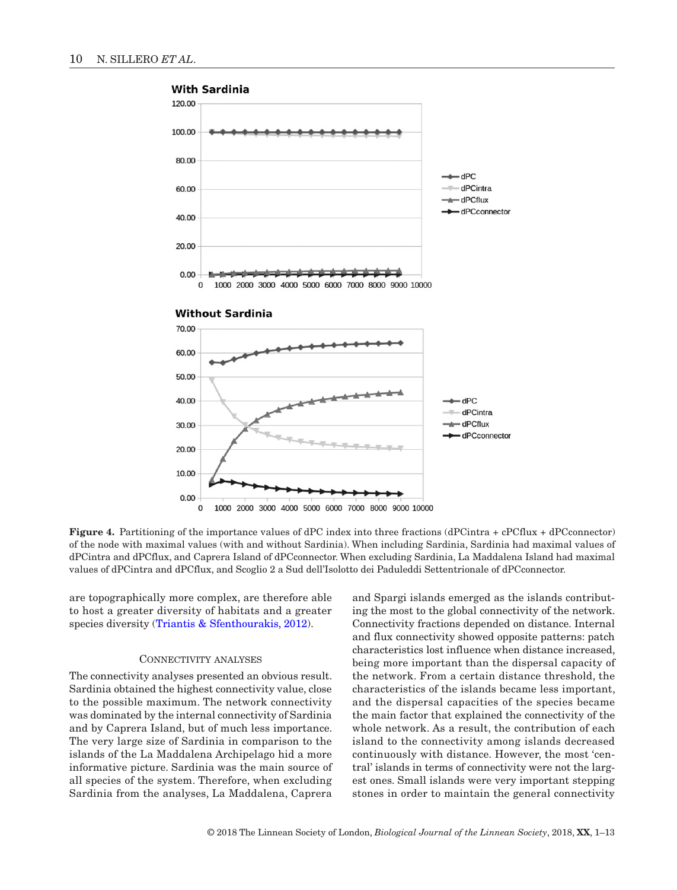**Figure 4.** Partitioning of the importance values of dPC index into three fractions (dPCintra + cPCflux + dPCconnector) of the node with maximal values (with and without Sardinia). When including Sardinia, Sardinia had maximal values of dPCintra and dPCflux, and Caprera Island of dPCconnector. When excluding Sardinia, La Maddalena Island had maximal values of dPCintra and dPCflux, and Scoglio 2 a Sud dell'Isolotto dei Paduleddi Settentrionale of dPCconnector.

are topographically more complex, are therefore able to host a greater diversity of habitats and a greater species diversity (Triantis & Sfenthourakis, 2012).

### Connectivity analyses

The connectivity analyses presented an obvious result. Sardinia obtained the highest connectivity value, close to the possible maximum. The network connectivity was dominated by the internal connectivity of Sardinia and by Caprera Island, but of much less importance. The very large size of Sardinia in comparison to the islands of the La Maddalena Archipelago hid a more informative picture. Sardinia was the main source of all species of the system. Therefore, when excluding Sardinia from the analyses, La Maddalena, Caprera and Spargi islands emerged as the islands contributing the most to the global connectivity of the network. Connectivity fractions depended on distance. Internal and flux connectivity showed opposite patterns: patch characteristics lost influence when distance increased, being more important than the dispersal capacity of the network. From a certain distance threshold, the characteristics of the islands became less important, and the dispersal capacities of the species became the main factor that explained the connectivity of the whole network. As a result, the contribution of each island to the connectivity among islands decreased continuously with distance. However, the most 'central' islands in terms of connectivity were not the largest ones. Small islands were very important stepping stones in order to maintain the general connectivity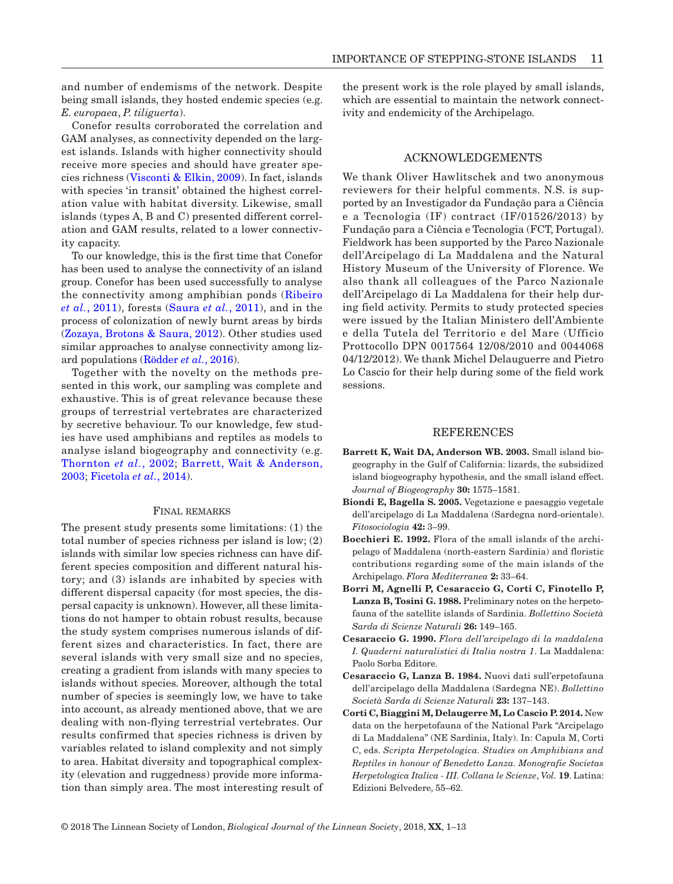and number of endemisms of the network. Despite being small islands, they hosted endemic species (e.g. *E. europaea*, *P. tiliguerta*).

Conefor results corroborated the correlation and GAM analyses, as connectivity depended on the largest islands. Islands with higher connectivity should receive more species and should have greater species richness (Visconti & Elkin, 2009). In fact, islands with species 'in transit' obtained the highest correlation value with habitat diversity. Likewise, small islands (types A, B and C) presented different correlation and GAM results, related to a lower connectivity capacity.

To our knowledge, this is the first time that Conefor has been used to analyse the connectivity of an island group. Conefor has been used successfully to analyse the connectivity among amphibian ponds (Ribeiro *et al.*, 2011), forests (Saura *et al.*, 2011), and in the process of colonization of newly burnt areas by birds (Zozaya, Brotons & Saura, 2012). Other studies used similar approaches to analyse connectivity among lizard populations (Rödder *et al.*, 2016).

Together with the novelty on the methods presented in this work, our sampling was complete and exhaustive. This is of great relevance because these groups of terrestrial vertebrates are characterized by secretive behaviour. To our knowledge, few studies have used amphibians and reptiles as models to analyse island biogeography and connectivity (e.g. Thornton *et al.*, 2002; Barrett, Wait & Anderson, 2003; Ficetola *et al.*, 2014).

### Final remarks

The present study presents some limitations: (1) the total number of species richness per island is low; (2) islands with similar low species richness can have different species composition and different natural history; and (3) islands are inhabited by species with different dispersal capacity (for most species, the dispersal capacity is unknown). However, all these limitations do not hamper to obtain robust results, because the study system comprises numerous islands of different sizes and characteristics. In fact, there are several islands with very small size and no species, creating a gradient from islands with many species to islands without species. Moreover, although the total number of species is seemingly low, we have to take into account, as already mentioned above, that we are dealing with non-flying terrestrial vertebrates. Our results confirmed that species richness is driven by variables related to island complexity and not simply to area. Habitat diversity and topographical complexity (elevation and ruggedness) provide more information than simply area. The most interesting result of the present work is the role played by small islands, which are essential to maintain the network connectivity and endemicity of the Archipelago.

## Acknowledgements

We thank Oliver Hawlitschek and two anonymous reviewers for their helpful comments. N.S. is supported by an Investigador da Fundação para a Ciência e a Tecnologia (IF) contract (IF/01526/2013) by Fundação para a Ciência e Tecnologia (FCT, Portugal). Fieldwork has been supported by the Parco Nazionale dell'Arcipelago di La Maddalena and the Natural History Museum of the University of Florence. We also thank all colleagues of the Parco Nazionale dell'Arcipelago di La Maddalena for their help during field activity. Permits to study protected species were issued by the Italian Ministero dell'Ambiente e della Tutela del Territorio e del Mare (Ufficio Prottocollo DPN 0017564 12/08/2010 and 0044068 04/12/2012). We thank Michel Delaugerre and Pietro Lo Cascio for their help during some of the field work sessions.

## References

**Barrett K, Wait DA, Anderson WB. 2003.** Small island biogeography in the Gulf of California: lizards, the subsidized island biogeography hypothesis, and the small island effect. *Journal of Biogeography* **30:** 1575–1581.

**Biondi E, Bagella S. 2005.** Vegetazione e paesaggio vegetale dell'arcipelago di La Maddalena (Sardegna nord-orientale). *Fitosociologia* **42:** 3–99.

**Bocchieri E. 1992.** Flora of the small islands of the archipelago of Maddalena (north-eastern Sardinia) and floristic contributions regarding some of the main islands of the Archipelago. *Flora Mediterranea* **2:** 33–64.

**Borri M, Agnelli P, Cesaraccio G, Corti C, Finotello P, Lanza B, Tosini G. 1988.** Preliminary notes on the herpetofauna of the satellite islands of Sardinia. *Bollettino Società Sarda di Scienze Naturali* **26:** 149–165.

**Cesaraccio G. 1990.** *Flora dell'arcipelago di la maddalena I. Quaderni naturalistici di Italia nostra 1*. La Maddalena: Paolo Sorba Editore.

**Cesaraccio G, Lanza B. 1984.** Nuovi dati sull'erpetofauna dell'arcipelago della Maddalena (Sardegna NE). *Bollettino Società Sarda di Scienze Naturali* **23:** 137–143.

**Corti C, Biaggini M, Delaugerre M, Lo Cascio P. 2014.** New data on the herpetofauna of the National Park "Arcipelago di La Maddalena" (NE Sardinia, Italy). In: Capula M, Corti C, eds. *Scripta Herpetologica. Studies on Amphibians and Reptiles in honour of Benedetto Lanza. Monografie Societas Herpetologica Italica - III. Collana le Scienze*, *Vol.* **19**. Latina: Edizioni Belvedere, 55–62.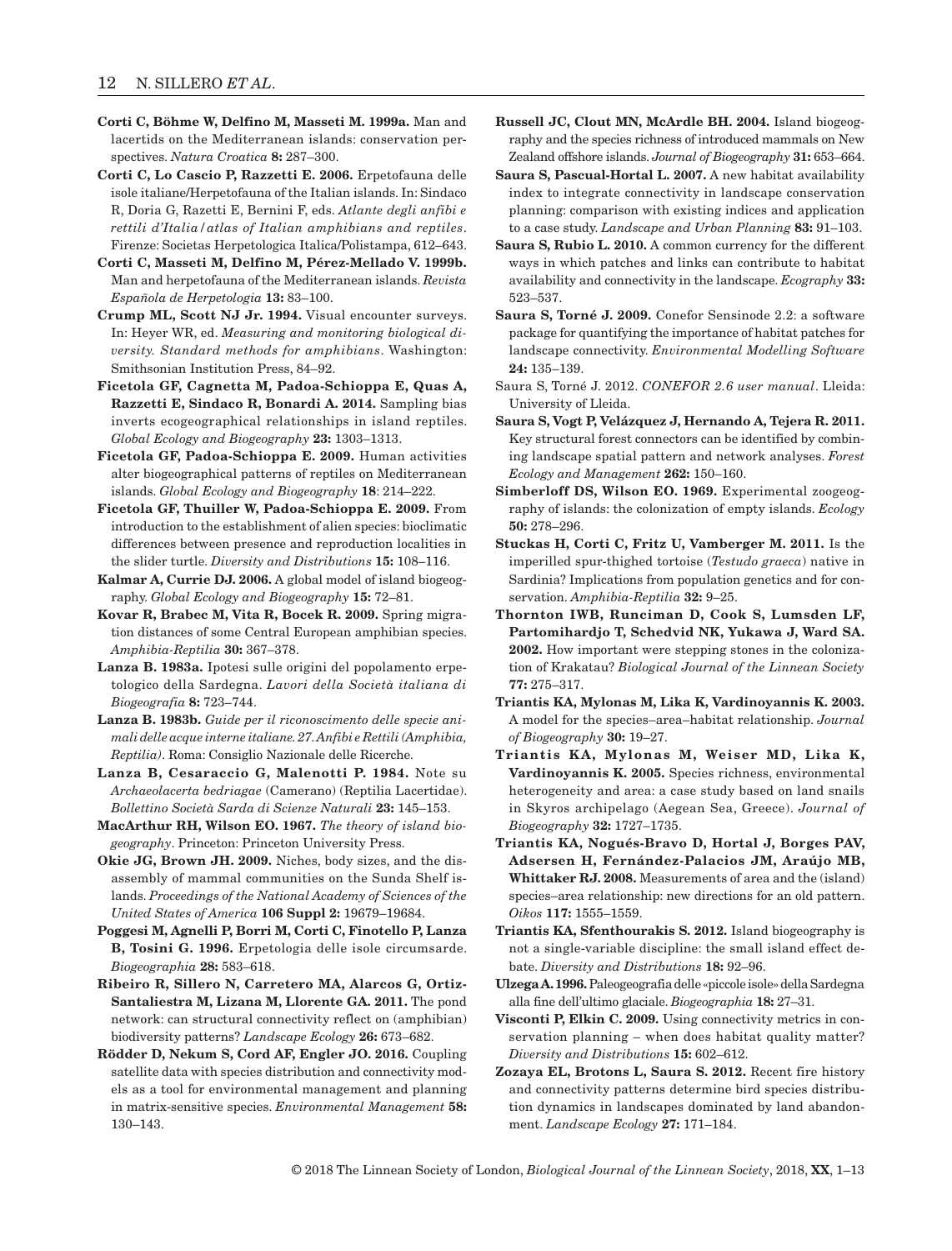**Corti C, Böhme W, Delfino M, Masseti M. 1999a.** Man and lacertids on the Mediterranean islands: conservation perspectives. *Natura Croatica* **8:** 287–300.

**Corti C, Lo Cascio P, Razzetti E. 2006.** Erpetofauna delle isole italiane/Herpetofauna of the Italian islands. In: Sindaco R, Doria G, Razzetti E, Bernini F, eds. *Atlante degli anfibi e rettili d'Italia/atlas of Italian amphibians and reptiles*. Firenze: Societas Herpetologica Italica/Polistampa, 612–643.

**Corti C, Masseti M, Delfino M, Pérez-Mellado V. 1999b.** Man and herpetofauna of the Mediterranean islands. *Revista Española de Herpetología* **13:** 83–100.

**Crump ML, Scott NJ Jr. 1994.** Visual encounter surveys. In: Heyer WR, ed. *Measuring and monitoring biological diversity. Standard methods for amphibians*. Washington: Smithsonian Institution Press, 84–92.

**Ficetola GF, Cagnetta M, Padoa-Schioppa E, Quas A, Razzetti E, Sindaco R, Bonardi A. 2014.** Sampling bias inverts ecogeographical relationships in island reptiles. *Global Ecology and Biogeography* **23:** 1303–1313.

**Ficetola GF, Padoa-Schioppa E. 2009.** Human activities alter biogeographical patterns of reptiles on Mediterranean islands. *Global Ecology and Biogeography* **18**: 214–222.

**Ficetola GF, Thuiller W, Padoa-Schioppa E. 2009.** From introduction to the establishment of alien species: bioclimatic differences between presence and reproduction localities in the slider turtle. *Diversity and Distributions* **15:** 108–116.

**Kalmar A, Currie DJ. 2006.** A global model of island biogeography. *Global Ecology and Biogeography* **15:** 72–81.

**Kovar R, Brabec M, Vita R, Bocek R. 2009.** Spring migration distances of some Central European amphibian species. *Amphibia-Reptilia* **30:** 367–378.

**Lanza B. 1983a.** Ipotesi sulle origini del popolamento erpetologico della Sardegna. *Lavori della Società italiana di Biogeografia* **8:** 723–744.

**Lanza B. 1983b.** *Guide per il riconoscimento delle specie animali delle acque interne italiane. 27. Anfibi e Rettili (Amphibia, Reptilia)*. Roma: Consiglio Nazionale delle Ricerche.

**Lanza B, Cesaraccio G, Malenotti P. 1984.** Note su *Archaeolacerta bedriagae* (Camerano) (Reptilia Lacertidae). *Bollettino Società Sarda di Scienze Naturali* **23:** 145–153.

**MacArthur RH, Wilson EO. 1967.** *The theory of island biogeography*. Princeton: Princeton University Press.

**Okie JG, Brown JH. 2009.** Niches, body sizes, and the disassembly of mammal communities on the Sunda Shelf islands. *Proceedings of the National Academy of Sciences of the United States of America* **106 Suppl 2:** 19679–19684.

**Poggesi M, Agnelli P, Borri M, Corti C, Finotello P, Lanza B, Tosini G. 1996.** Erpetologia delle isole circumsarde. *Biogeographia* **28:** 583–618.

**Ribeiro R, Sillero N, Carretero MA, Alarcos G, Ortiz-Santaliestra M, Lizana M, Llorente GA. 2011.** The pond network: can structural connectivity reflect on (amphibian) biodiversity patterns? *Landscape Ecology* **26:** 673–682.

**Rödder D, Nekum S, Cord AF, Engler JO. 2016.** Coupling satellite data with species distribution and connectivity models as a tool for environmental management and planning in matrix-sensitive species. *Environmental Management* **58:** 130–143.

**Russell JC, Clout MN, McArdle BH. 2004.** Island biogeography and the species richness of introduced mammals on New Zealand offshore islands. *Journal of Biogeography* **31:** 653–664.

**Saura S, Pascual-Hortal L. 2007.** A new habitat availability index to integrate connectivity in landscape conservation planning: comparison with existing indices and application to a case study. *Landscape and Urban Planning* **83:** 91–103.

**Saura S, Rubio L. 2010.** A common currency for the different ways in which patches and links can contribute to habitat availability and connectivity in the landscape. *Ecography* **33:** 523–537.

**Saura S, Torné J. 2009.** Conefor Sensinode 2.2: a software package for quantifying the importance of habitat patches for landscape connectivity. *Environmental Modelling Software* **24:** 135–139.

Saura S, Torné J. 2012. *CONEFOR 2.6 user manual*. Lleida: University of Lleida.

**Saura S, Vogt P, Velázquez J, Hernando A, Tejera R. 2011.** Key structural forest connectors can be identified by combining landscape spatial pattern and network analyses. *Forest Ecology and Management* **262:** 150–160.

**Simberloff DS, Wilson EO. 1969.** Experimental zoogeography of islands: the colonization of empty islands. *Ecology* **50:** 278–296.

**Stuckas H, Corti C, Fritz U, Vamberger M. 2011.** Is the imperilled spur-thighed tortoise (*Testudo graeca*) native in Sardinia? Implications from population genetics and for conservation. *Amphibia-Reptilia* **32:** 9–25.

**Thornton IWB, Runciman D, Cook S, Lumsden LF, Partomihardjo T, Schedvid NK, Yukawa J, Ward SA. 2002.** How important were stepping stones in the colonization of Krakatau? *Biological Journal of the Linnean Society* **77:** 275–317.

**Triantis KA, Mylonas M, Lika K, Vardinoyannis K. 2003.** A model for the species–area–habitat relationship. *Journal of Biogeography* **30:** 19–27.

**Triantis KA, Mylonas M, Weiser MD, Lika K, Vardinoyannis K. 2005.** Species richness, environmental heterogeneity and area: a case study based on land snails in Skyros archipelago (Aegean Sea, Greece). *Journal of Biogeography* **32:** 1727–1735.

**Triantis KA, Nogués-Bravo D, Hortal J, Borges PAV, Adsersen H, Fernández-Palacios JM, Araújo MB, Whittaker RJ. 2008.** Measurements of area and the (island) species–area relationship: new directions for an old pattern. *Oikos* **117:** 1555–1559.

**Triantis KA, Sfenthourakis S. 2012.** Island biogeography is not a single-variable discipline: the small island effect debate. *Diversity and Distributions* **18:** 92–96.

**Ulzega A. 1996.** Paleogeografia delle «piccole isole» della Sardegna alla fine dell'ultimo glaciale. *Biogeographia* **18:** 27–31.

**Visconti P, Elkin C. 2009.** Using connectivity metrics in conservation planning – when does habitat quality matter? *Diversity and Distributions* **15:** 602–612.

**Zozaya EL, Brotons L, Saura S. 2012.** Recent fire history and connectivity patterns determine bird species distribution dynamics in landscapes dominated by land abandonment. *Landscape Ecology* **27:** 171–184.